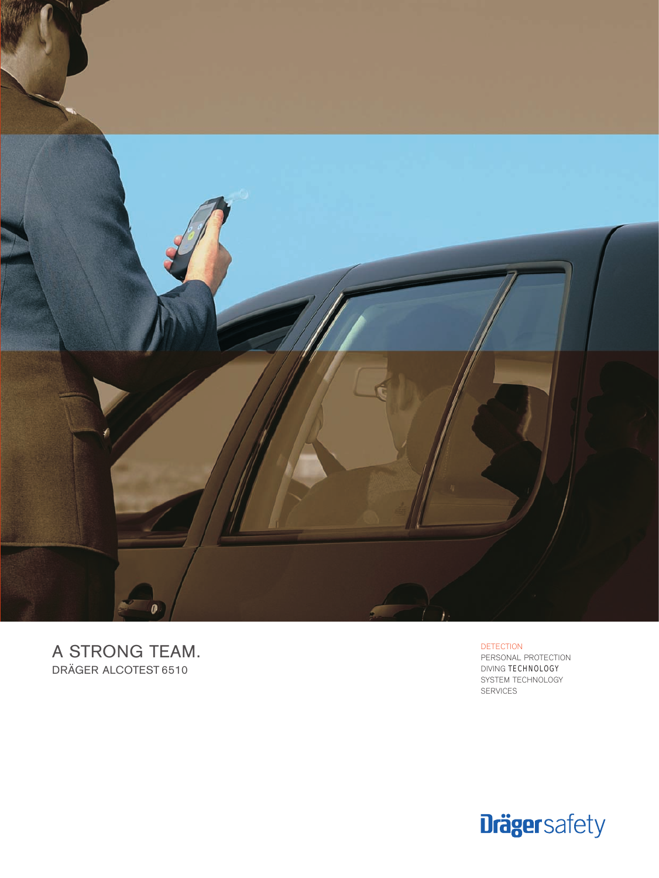# A STRONG TEAM.

DRÄGER ALCOTEST 6510

DETECTION
PERSONAL PROTECTION
DIVING TECHNOLOGY
SYSTEM TECHNOLOGY
SERVICES

Drägersafety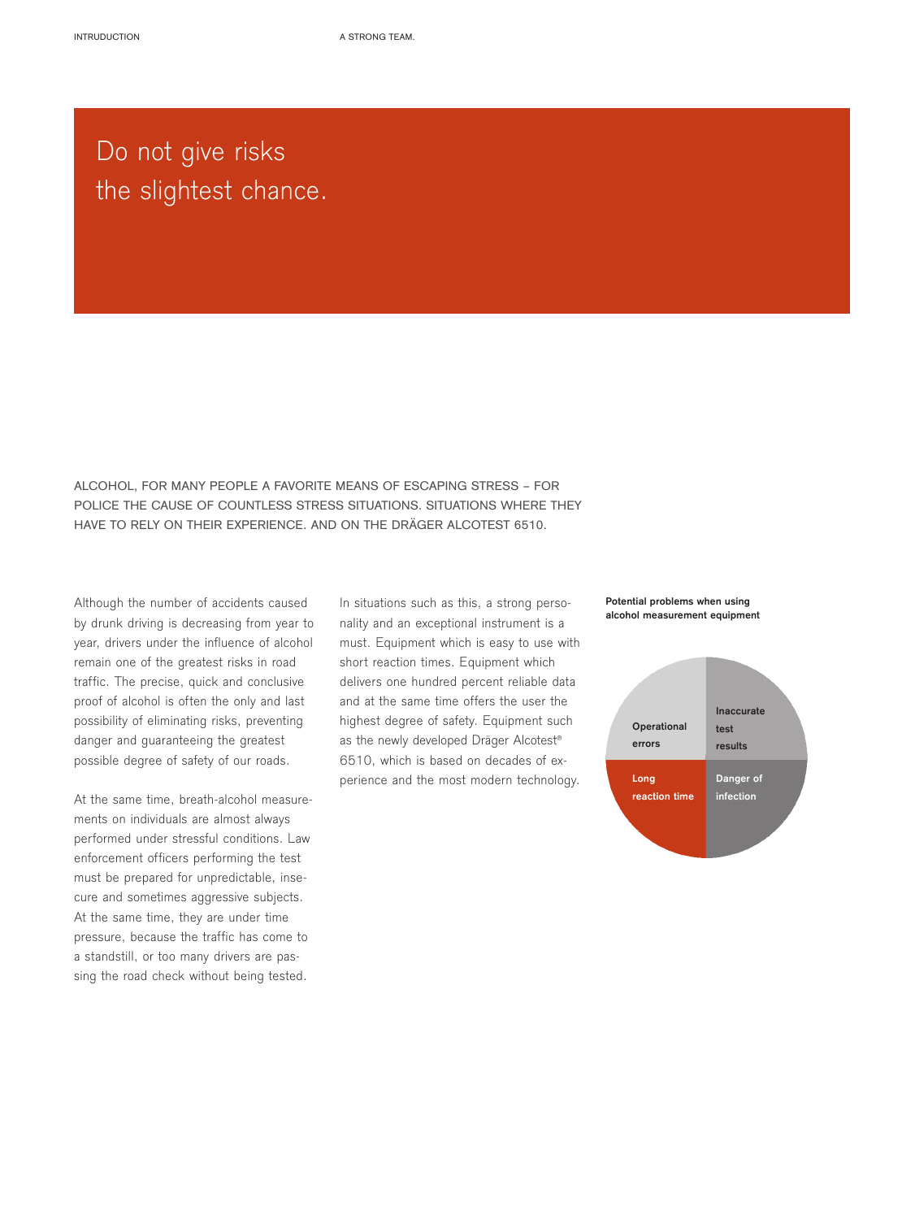# Do not give risks the slightest chance.

ALCOHOL, FOR MANY PEOPLE A FAVORITE MEANS OF ESCAPING STRESS – FOR POLICE THE CAUSE OF COUNTLESS STRESS SITUATIONS. SITUATIONS WHERE THEY HAVE TO RELY ON THEIR EXPERIENCE. AND ON THE DRÄGER ALCOTEST 6510.

Although the number of accidents caused by drunk driving is decreasing from year to year, drivers under the influence of alcohol remain one of the greatest risks in road traffic. The precise, quick and conclusive proof of alcohol is often the only and last possibility of eliminating risks, preventing danger and guaranteeing the greatest possible degree of safety of our roads.

At the same time, breath-alcohol measurements on individuals are almost always performed under stressful conditions. Law enforcement officers performing the test must be prepared for unpredictable, insecure and sometimes aggressive subjects. At the same time, they are under time pressure, because the traffic has come to a standstill, or too many drivers are passing the road check without being tested.

In situations such as this, a strong personality and an exceptional instrument is a must. Equipment which is easy to use with short reaction times. Equipment which delivers one hundred percent reliable data and at the same time offers the user the highest degree of safety. Equipment such as the newly developed Dräger Alcotest® 6510, which is based on decades of experience and the most modern technology.

**Potential problems when using alcohol measurement equipment**

- Operational errors
- Inaccurate test results
- Long reaction time
- Danger of infection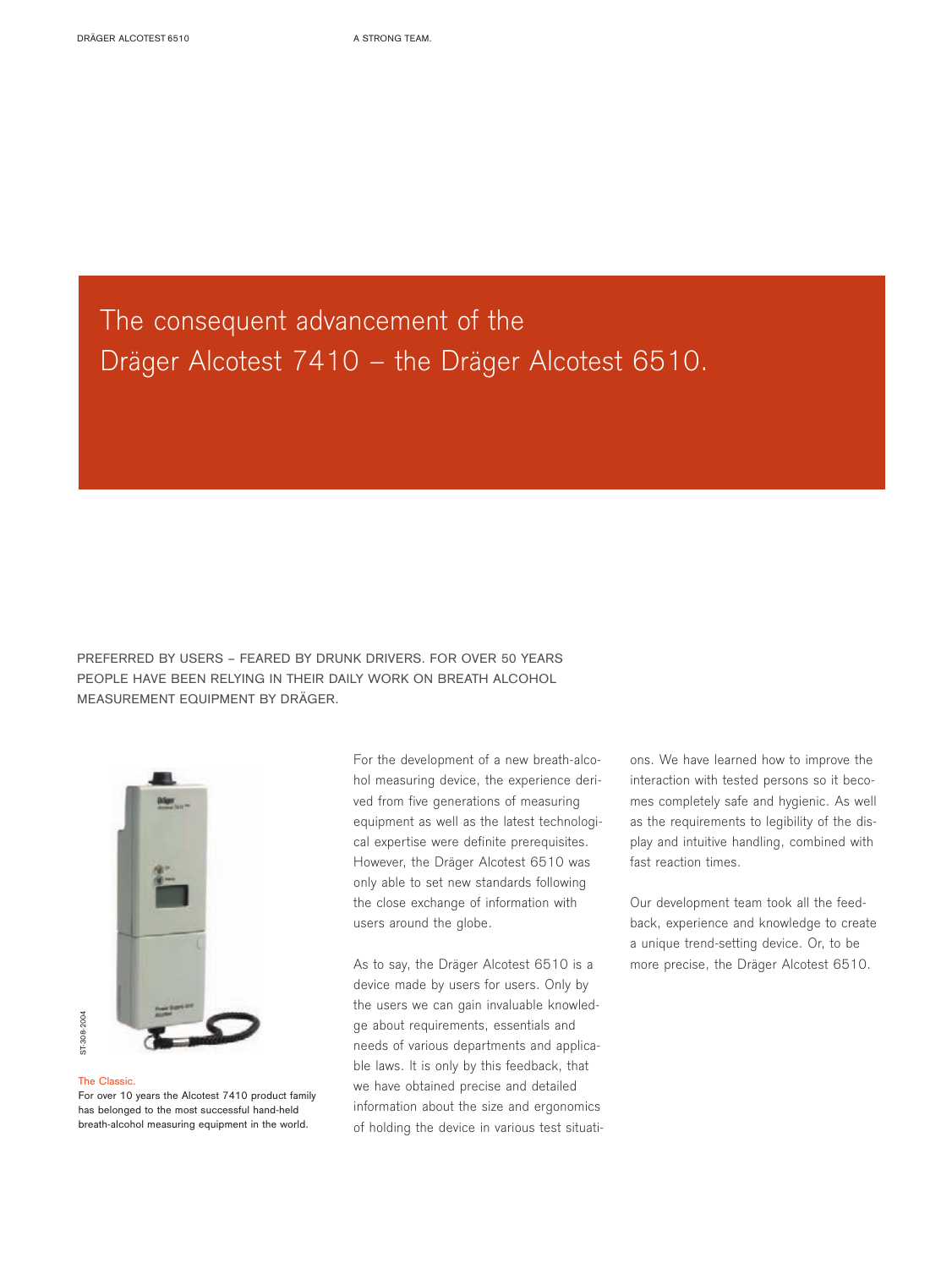# The consequent advancement of the Dräger Alcotest 7410 – the Dräger Alcotest 6510.

PREFERRED BY USERS – FEARED BY DRUNK DRIVERS. FOR OVER 50 YEARS PEOPLE HAVE BEEN RELYING IN THEIR DAILY WORK ON BREATH ALCOHOL MEASUREMENT EQUIPMENT BY DRÄGER.

The Classic.
For over 10 years the Alcotest 7410 product family has belonged to the most successful hand-held breath-alcohol measuring equipment in the world.

For the development of a new breath-alcohol measuring device, the experience derived from five generations of measuring equipment as well as the latest technological expertise were definite prerequisites. However, the Dräger Alcotest 6510 was only able to set new standards following the close exchange of information with users around the globe.

As to say, the Dräger Alcotest 6510 is a device made by users for users. Only by the users we can gain invaluable knowledge about requirements, essentials and needs of various departments and applicable laws. It is only by this feedback, that we have obtained precise and detailed information about the size and ergonomics of holding the device in various test situations. We have learned how to improve the interaction with tested persons so it becomes completely safe and hygienic. As well as the requirements to legibility of the display and intuitive handling, combined with fast reaction times.

Our development team took all the feedback, experience and knowledge to create a unique trend-setting device. Or, to be more precise, the Dräger Alcotest 6510.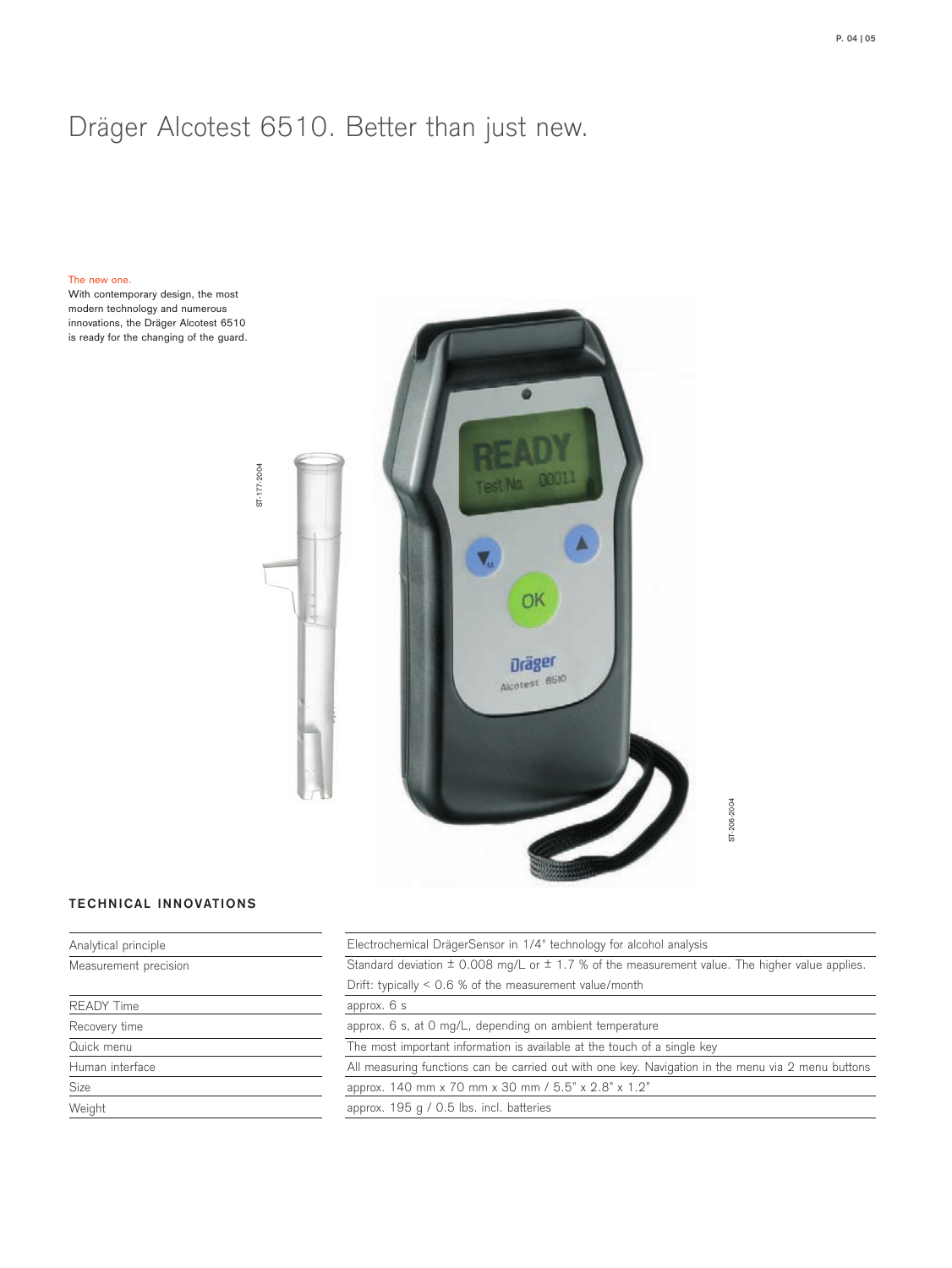# Dräger Alcotest 6510. Better than just new.

The new one.
With contemporary design, the most modern technology and numerous innovations, the Dräger Alcotest 6510 is ready for the changing of the guard.

ST-177-2004

ST-206-2004

## TECHNICAL INNOVATIONS

| | |
|---|---|
| Analytical principle | Electrochemical DrägerSensor in 1/4" technology for alcohol analysis |
| Measurement precision | Standard deviation ± 0.008 mg/L or ± 1.7 % of the measurement value. The higher value applies. Drift: typically < 0.6 % of the measurement value/month |
| READY Time | approx. 6 s |
| Recovery time | approx. 6 s, at 0 mg/L, depending on ambient temperature |
| Quick menu | The most important information is available at the touch of a single key |
| Human interface | All measuring functions can be carried out with one key. Navigation in the menu via 2 menu buttons |
| Size | approx. 140 mm x 70 mm x 30 mm / 5.5" x 2.8" x 1.2" |
| Weight | approx. 195 g / 0.5 lbs. incl. batteries |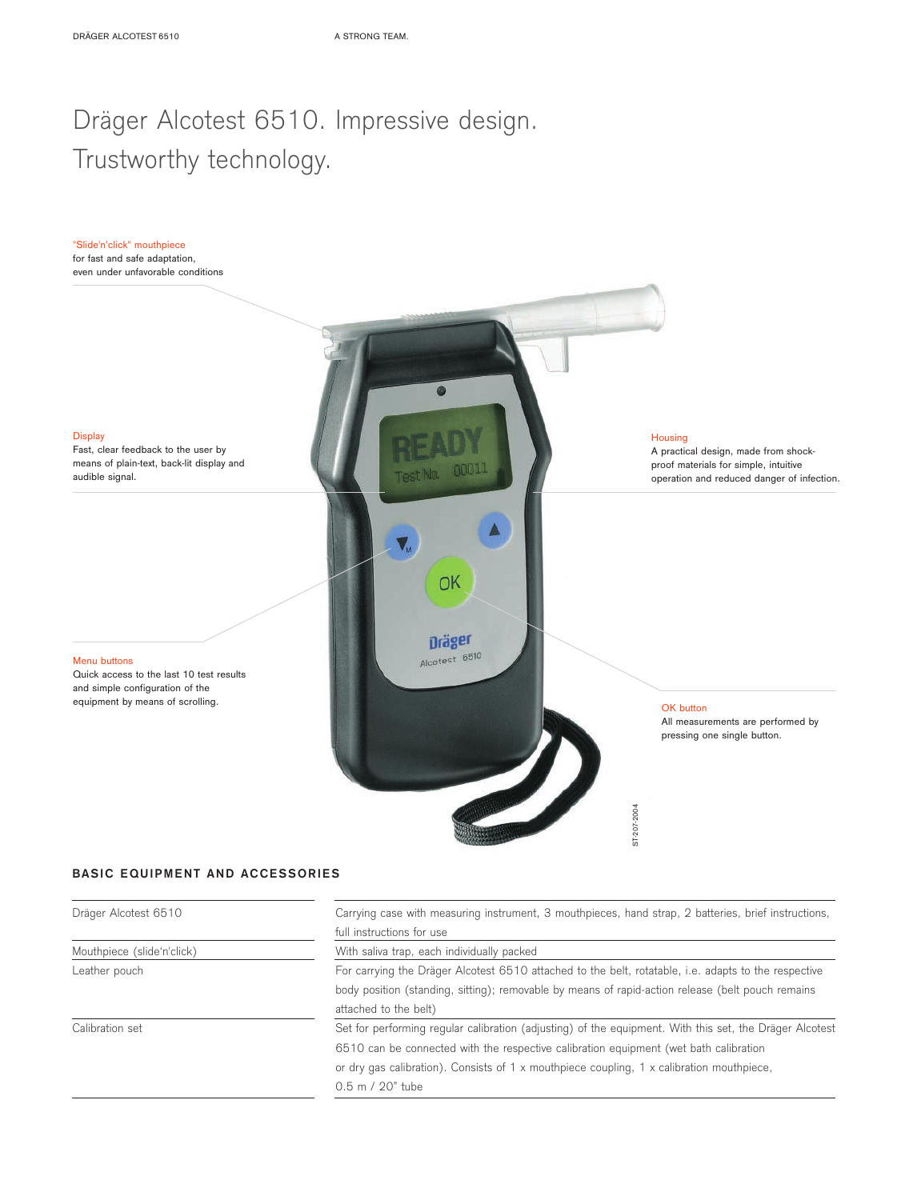# Dräger Alcotest 6510. Impressive design. Trustworthy technology.

**"Slide'n'click" mouthpiece**
for fast and safe adaptation, even under unfavorable conditions

**Display**
Fast, clear feedback to the user by means of plain-text, back-lit display and audible signal.

**Housing**
A practical design, made from shock-proof materials for simple, intuitive operation and reduced danger of infection.

**Menu buttons**
Quick access to the last 10 test results and simple configuration of the equipment by means of scrolling.

**OK button**
All measurements are performed by pressing one single button.

## BASIC EQUIPMENT AND ACCESSORIES

| | |
|---|---|
| Dräger Alcotest 6510 | Carrying case with measuring instrument, 3 mouthpieces, hand strap, 2 batteries, brief instructions, full instructions for use |
| Mouthpiece (slide'n'click) | With saliva trap, each individually packed |
| Leather pouch | For carrying the Dräger Alcotest 6510 attached to the belt, rotatable, i.e. adapts to the respective body position (standing, sitting); removable by means of rapid-action release (belt pouch remains attached to the belt) |
| Calibration set | Set for performing regular calibration (adjusting) of the equipment. With this set, the Dräger Alcotest 6510 can be connected with the respective calibration equipment (wet bath calibration or dry gas calibration). Consists of 1 x mouthpiece coupling, 1 x calibration mouthpiece, 0.5 m / 20" tube |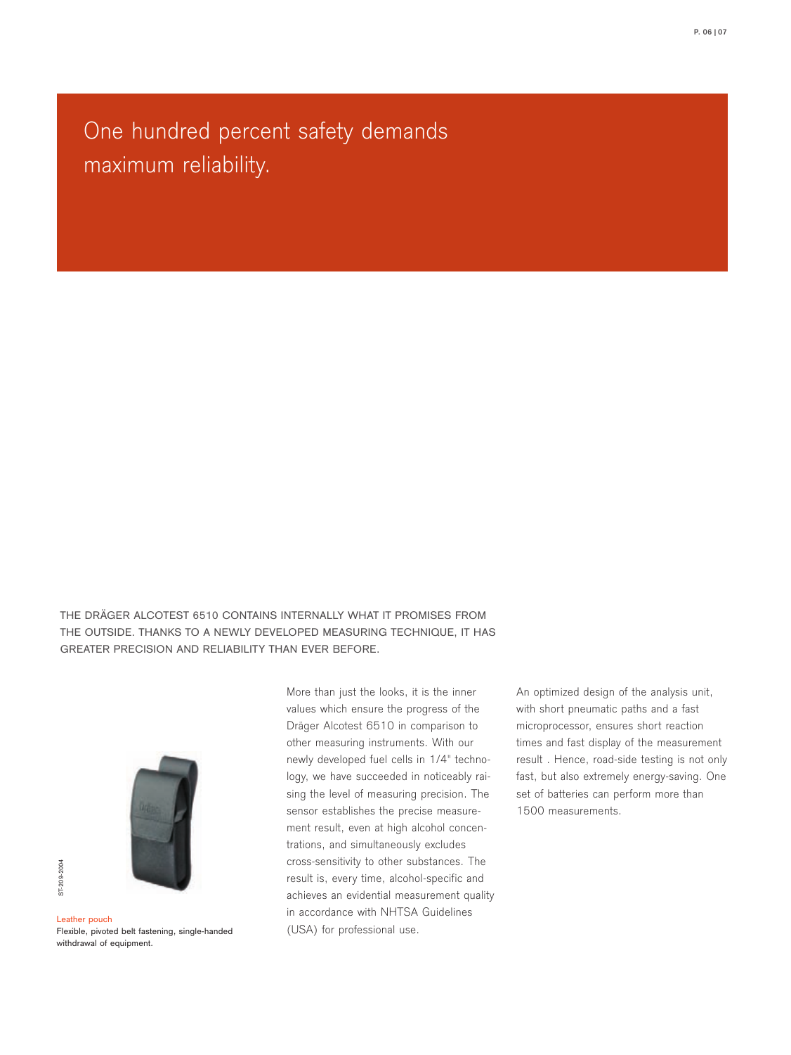# One hundred percent safety demands maximum reliability.

THE DRÄGER ALCOTEST 6510 CONTAINS INTERNALLY WHAT IT PROMISES FROM THE OUTSIDE. THANKS TO A NEWLY DEVELOPED MEASURING TECHNIQUE, IT HAS GREATER PRECISION AND RELIABILITY THAN EVER BEFORE.

ST-209-2004

Leather pouch
Flexible, pivoted belt fastening, single-handed withdrawal of equipment.

More than just the looks, it is the inner values which ensure the progress of the Dräger Alcotest 6510 in comparison to other measuring instruments. With our newly developed fuel cells in 1/4" technology, we have succeeded in noticeably raising the level of measuring precision. The sensor establishes the precise measurement result, even at high alcohol concentrations, and simultaneously excludes cross-sensitivity to other substances. The result is, every time, alcohol-specific and achieves an evidential measurement quality in accordance with NHTSA Guidelines (USA) for professional use.

An optimized design of the analysis unit, with short pneumatic paths and a fast microprocessor, ensures short reaction times and fast display of the measurement result . Hence, road-side testing is not only fast, but also extremely energy-saving. One set of batteries can perform more than 1500 measurements.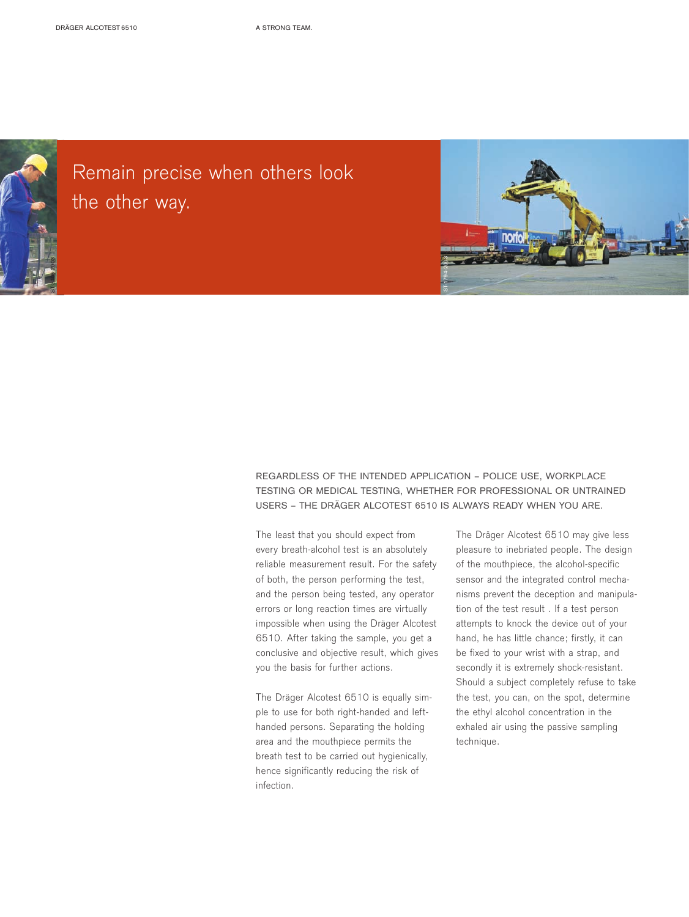# Remain precise when others look the other way.

REGARDLESS OF THE INTENDED APPLICATION – POLICE USE, WORKPLACE TESTING OR MEDICAL TESTING, WHETHER FOR PROFESSIONAL OR UNTRAINED USERS – THE DRÄGER ALCOTEST 6510 IS ALWAYS READY WHEN YOU ARE.

The least that you should expect from every breath-alcohol test is an absolutely reliable measurement result. For the safety of both, the person performing the test, and the person being tested, any operator errors or long reaction times are virtually impossible when using the Dräger Alcotest 6510. After taking the sample, you get a conclusive and objective result, which gives you the basis for further actions.

The Dräger Alcotest 6510 is equally simple to use for both right-handed and left-handed persons. Separating the holding area and the mouthpiece permits the breath test to be carried out hygienically, hence significantly reducing the risk of infection.

The Dräger Alcotest 6510 may give less pleasure to inebriated people. The design of the mouthpiece, the alcohol-specific sensor and the integrated control mechanisms prevent the deception and manipulation of the test result . If a test person attempts to knock the device out of your hand, he has little chance; firstly, it can be fixed to your wrist with a strap, and secondly it is extremely shock-resistant. Should a subject completely refuse to take the test, you can, on the spot, determine the ethyl alcohol concentration in the exhaled air using the passive sampling technique.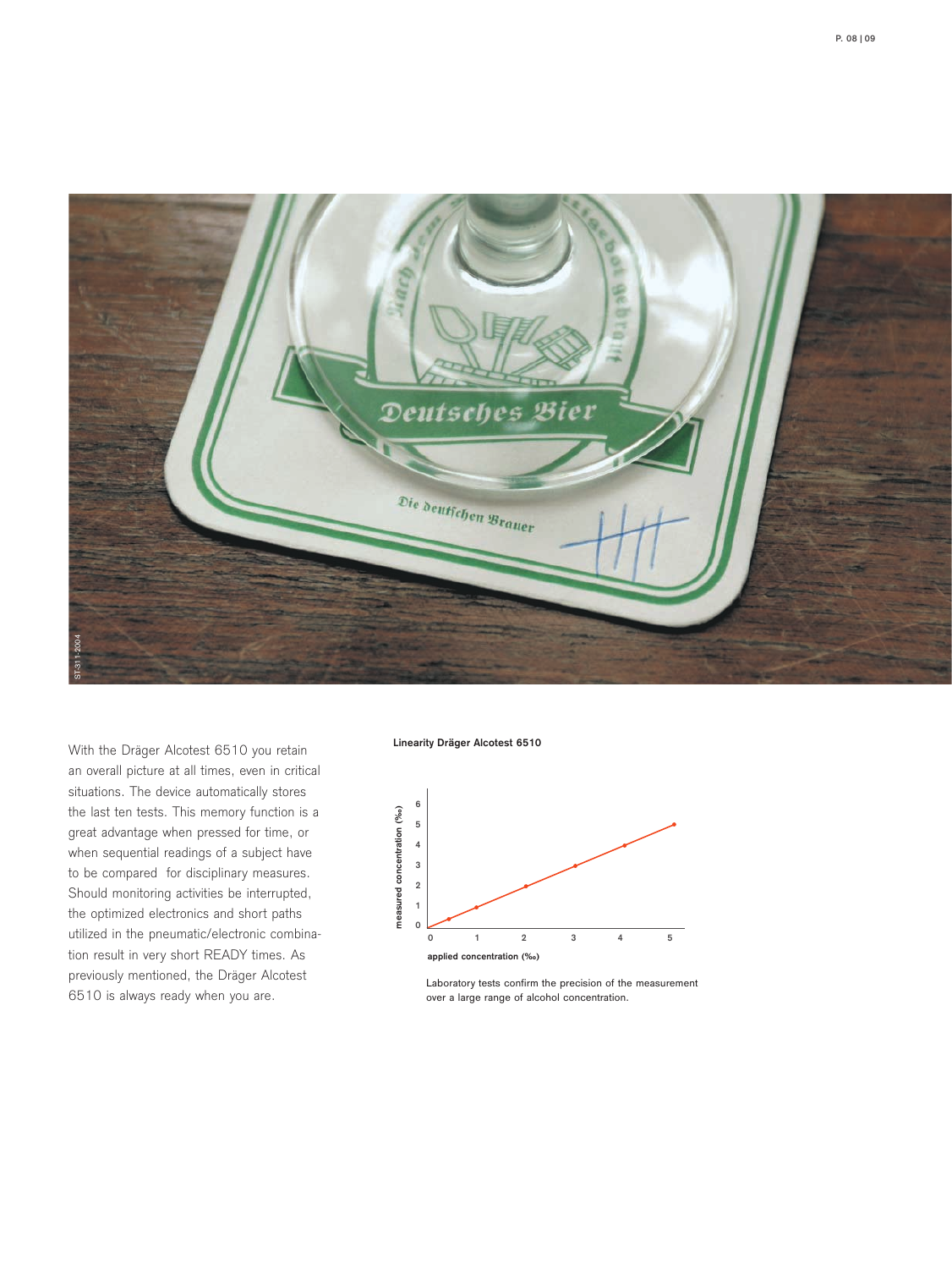With the Dräger Alcotest 6510 you retain an overall picture at all times, even in critical situations. The device automatically stores the last ten tests. This memory function is a great advantage when pressed for time, or when sequential readings of a subject have to be compared for disciplinary measures. Should monitoring activities be interrupted, the optimized electronics and short paths utilized in the pneumatic/electronic combination result in very short READY times. As previously mentioned, the Dräger Alcotest 6510 is always ready when you are.

**Linearity Dräger Alcotest 6510**

Laboratory tests confirm the precision of the measurement over a large range of alcohol concentration.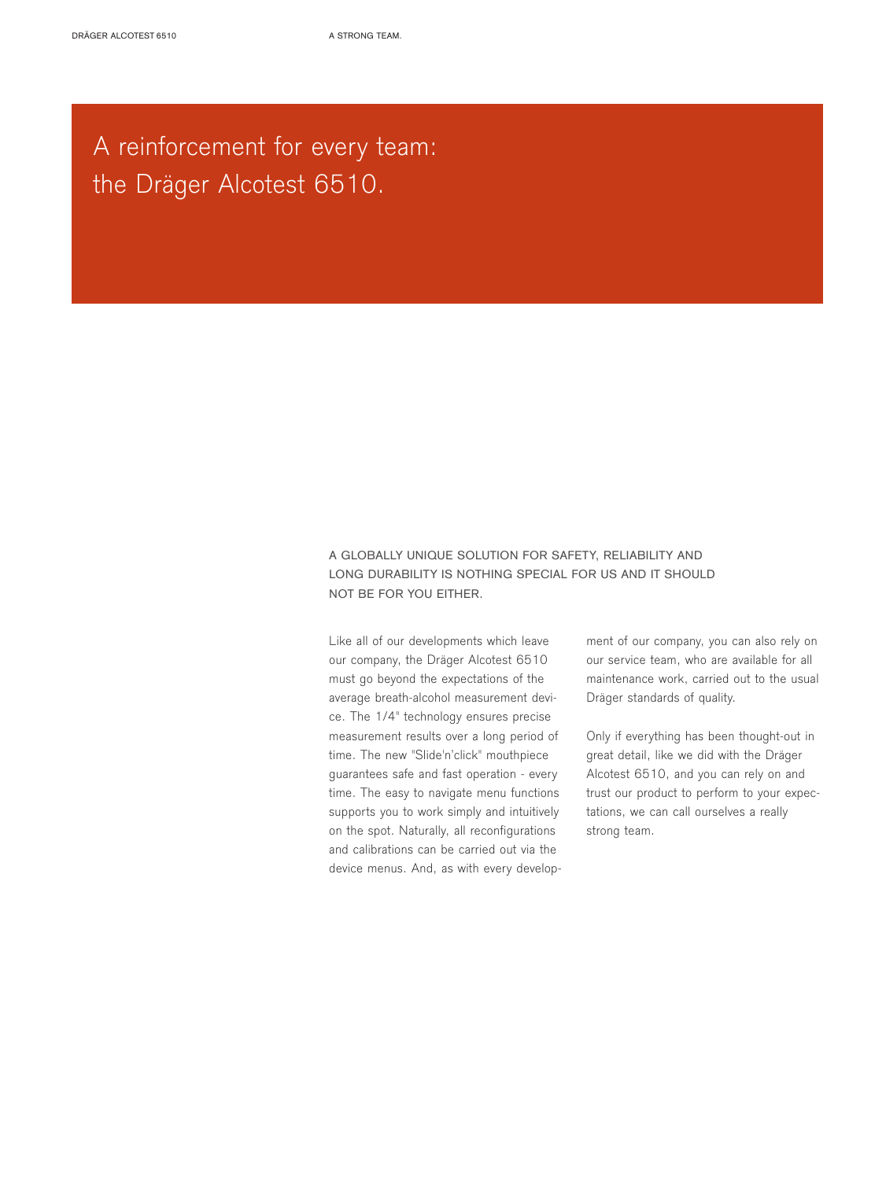# A reinforcement for every team: the Dräger Alcotest 6510.

A GLOBALLY UNIQUE SOLUTION FOR SAFETY, RELIABILITY AND LONG DURABILITY IS NOTHING SPECIAL FOR US AND IT SHOULD NOT BE FOR YOU EITHER.

Like all of our developments which leave our company, the Dräger Alcotest 6510 must go beyond the expectations of the average breath-alcohol measurement device. The 1/4" technology ensures precise measurement results over a long period of time. The new "Slide'n'click" mouthpiece guarantees safe and fast operation - every time. The easy to navigate menu functions supports you to work simply and intuitively on the spot. Naturally, all reconfigurations and calibrations can be carried out via the device menus. And, as with every development of our company, you can also rely on our service team, who are available for all maintenance work, carried out to the usual Dräger standards of quality.

Only if everything has been thought-out in great detail, like we did with the Dräger Alcotest 6510, and you can rely on and trust our product to perform to your expectations, we can call ourselves a really strong team.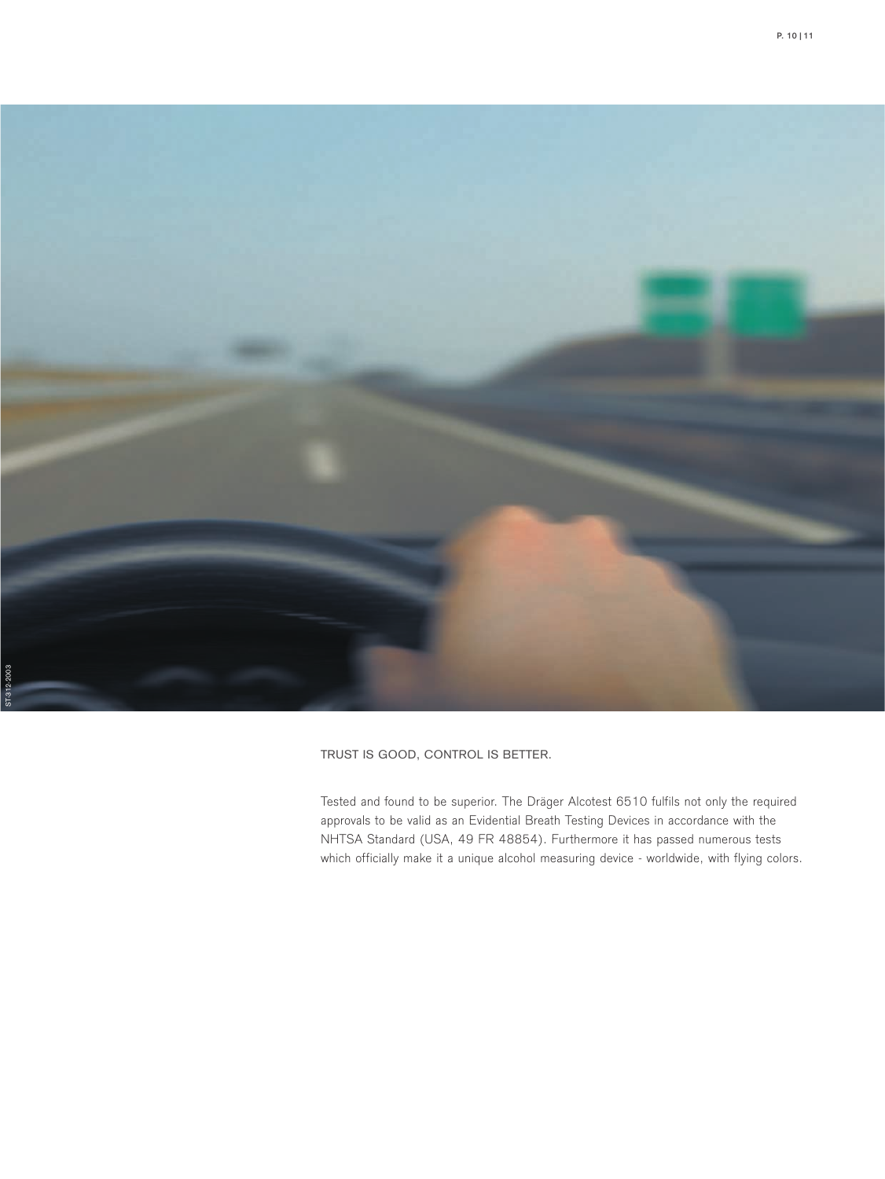TRUST IS GOOD, CONTROL IS BETTER.

Tested and found to be superior. The Dräger Alcotest 6510 fulfils not only the required approvals to be valid as an Evidential Breath Testing Devices in accordance with the NHTSA Standard (USA, 49 FR 48854). Furthermore it has passed numerous tests which officially make it a unique alcohol measuring device - worldwide, with flying colors.